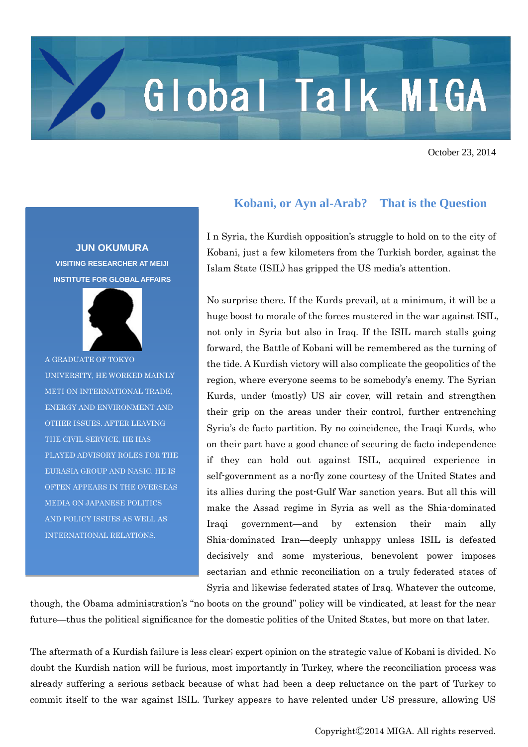# Global Talk MIGA

October 23, 2014

**JUN OKUMURA**
**VISITING RESEARCHER AT MEIJI INSTITUTE FOR GLOBAL AFFAIRS**

A GRADUATE OF TOKYO UNIVERSITY, HE WORKED MAINLY METI ON INTERNATIONAL TRADE, ENERGY AND ENVIRONMENT AND OTHER ISSUES. AFTER LEAVING THE CIVIL SERVICE, HE HAS PLAYED ADVISORY ROLES FOR THE EURASIA GROUP AND NASIC. HE IS OFTEN APPEARS IN THE OVERSEAS MEDIA ON JAPANESE POLITICS AND POLICY ISSUES AS WELL AS INTERNATIONAL RELATIONS.

## Kobani, or Ayn al-Arab?　That is the Question

I n Syria, the Kurdish opposition's struggle to hold on to the city of Kobani, just a few kilometers from the Turkish border, against the Islam State (ISIL) has gripped the US media's attention.

No surprise there. If the Kurds prevail, at a minimum, it will be a huge boost to morale of the forces mustered in the war against ISIL, not only in Syria but also in Iraq. If the ISIL march stalls going forward, the Battle of Kobani will be remembered as the turning of the tide. A Kurdish victory will also complicate the geopolitics of the region, where everyone seems to be somebody's enemy. The Syrian Kurds, under (mostly) US air cover, will retain and strengthen their grip on the areas under their control, further entrenching Syria's de facto partition. By no coincidence, the Iraqi Kurds, who on their part have a good chance of securing de facto independence if they can hold out against ISIL, acquired experience in self-government as a no-fly zone courtesy of the United States and its allies during the post-Gulf War sanction years. But all this will make the Assad regime in Syria as well as the Shia-dominated Iraqi government—and by extension their main ally Shia-dominated Iran—deeply unhappy unless ISIL is defeated decisively and some mysterious, benevolent power imposes sectarian and ethnic reconciliation on a truly federated states of Syria and likewise federated states of Iraq. Whatever the outcome, though, the Obama administration's "no boots on the ground" policy will be vindicated, at least for the near future—thus the political significance for the domestic politics of the United States, but more on that later.

The aftermath of a Kurdish failure is less clear; expert opinion on the strategic value of Kobani is divided. No doubt the Kurdish nation will be furious, most importantly in Turkey, where the reconciliation process was already suffering a serious setback because of what had been a deep reluctance on the part of Turkey to commit itself to the war against ISIL. Turkey appears to have relented under US pressure, allowing US

Copyright©2014 MIGA. All rights reserved.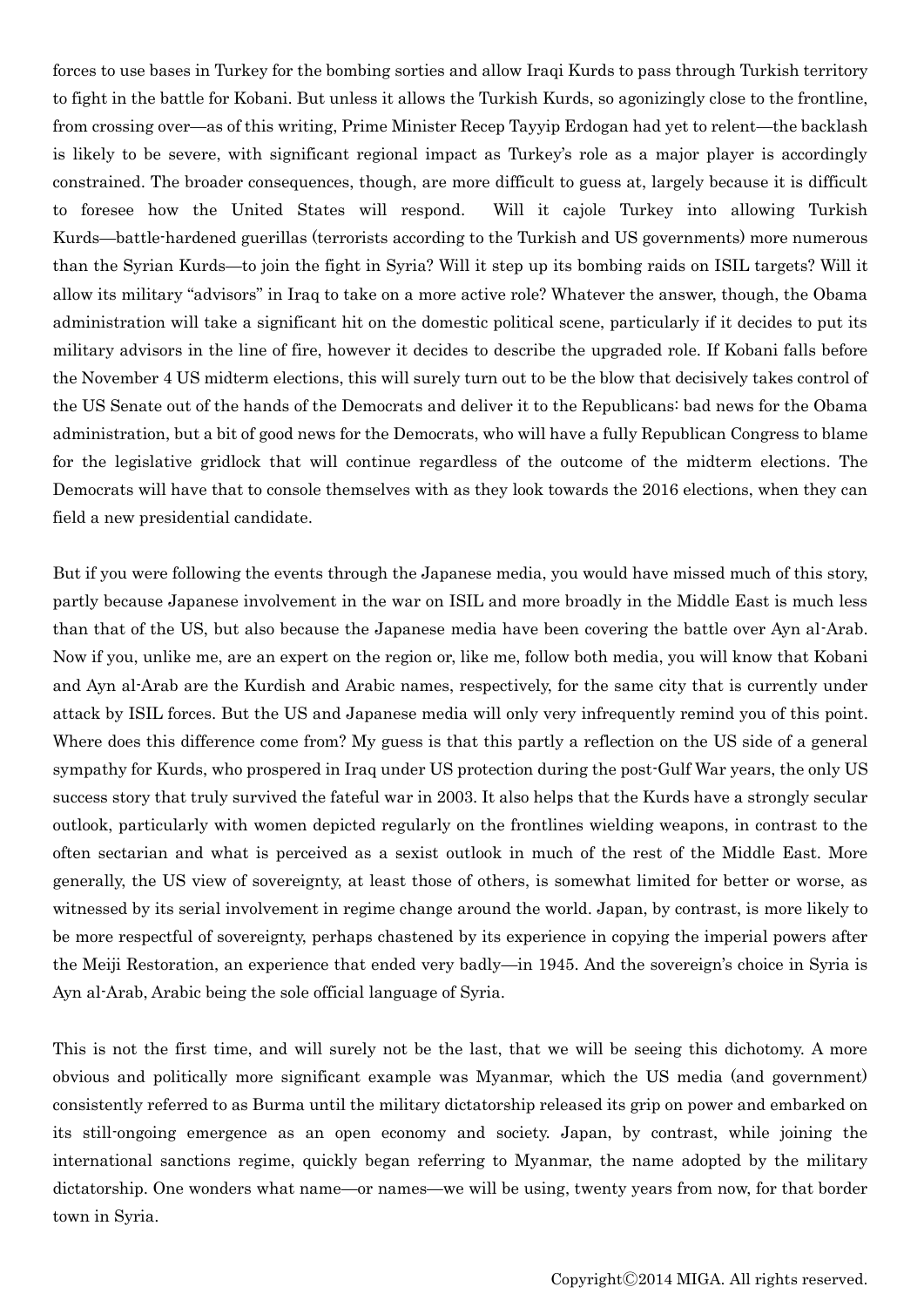forces to use bases in Turkey for the bombing sorties and allow Iraqi Kurds to pass through Turkish territory to fight in the battle for Kobani. But unless it allows the Turkish Kurds, so agonizingly close to the frontline, from crossing over—as of this writing, Prime Minister Recep Tayyip Erdogan had yet to relent—the backlash is likely to be severe, with significant regional impact as Turkey's role as a major player is accordingly constrained. The broader consequences, though, are more difficult to guess at, largely because it is difficult to foresee how the United States will respond. Will it cajole Turkey into allowing Turkish Kurds—battle-hardened guerillas (terrorists according to the Turkish and US governments) more numerous than the Syrian Kurds—to join the fight in Syria? Will it step up its bombing raids on ISIL targets? Will it allow its military "advisors" in Iraq to take on a more active role? Whatever the answer, though, the Obama administration will take a significant hit on the domestic political scene, particularly if it decides to put its military advisors in the line of fire, however it decides to describe the upgraded role. If Kobani falls before the November 4 US midterm elections, this will surely turn out to be the blow that decisively takes control of the US Senate out of the hands of the Democrats and deliver it to the Republicans: bad news for the Obama administration, but a bit of good news for the Democrats, who will have a fully Republican Congress to blame for the legislative gridlock that will continue regardless of the outcome of the midterm elections. The Democrats will have that to console themselves with as they look towards the 2016 elections, when they can field a new presidential candidate.

But if you were following the events through the Japanese media, you would have missed much of this story, partly because Japanese involvement in the war on ISIL and more broadly in the Middle East is much less than that of the US, but also because the Japanese media have been covering the battle over Ayn al-Arab. Now if you, unlike me, are an expert on the region or, like me, follow both media, you will know that Kobani and Ayn al-Arab are the Kurdish and Arabic names, respectively, for the same city that is currently under attack by ISIL forces. But the US and Japanese media will only very infrequently remind you of this point. Where does this difference come from? My guess is that this partly a reflection on the US side of a general sympathy for Kurds, who prospered in Iraq under US protection during the post-Gulf War years, the only US success story that truly survived the fateful war in 2003. It also helps that the Kurds have a strongly secular outlook, particularly with women depicted regularly on the frontlines wielding weapons, in contrast to the often sectarian and what is perceived as a sexist outlook in much of the rest of the Middle East. More generally, the US view of sovereignty, at least those of others, is somewhat limited for better or worse, as witnessed by its serial involvement in regime change around the world. Japan, by contrast, is more likely to be more respectful of sovereignty, perhaps chastened by its experience in copying the imperial powers after the Meiji Restoration, an experience that ended very badly—in 1945. And the sovereign's choice in Syria is Ayn al-Arab, Arabic being the sole official language of Syria.

This is not the first time, and will surely not be the last, that we will be seeing this dichotomy. A more obvious and politically more significant example was Myanmar, which the US media (and government) consistently referred to as Burma until the military dictatorship released its grip on power and embarked on its still-ongoing emergence as an open economy and society. Japan, by contrast, while joining the international sanctions regime, quickly began referring to Myanmar, the name adopted by the military dictatorship. One wonders what name—or names—we will be using, twenty years from now, for that border town in Syria.

Copyright©2014 MIGA. All rights reserved.